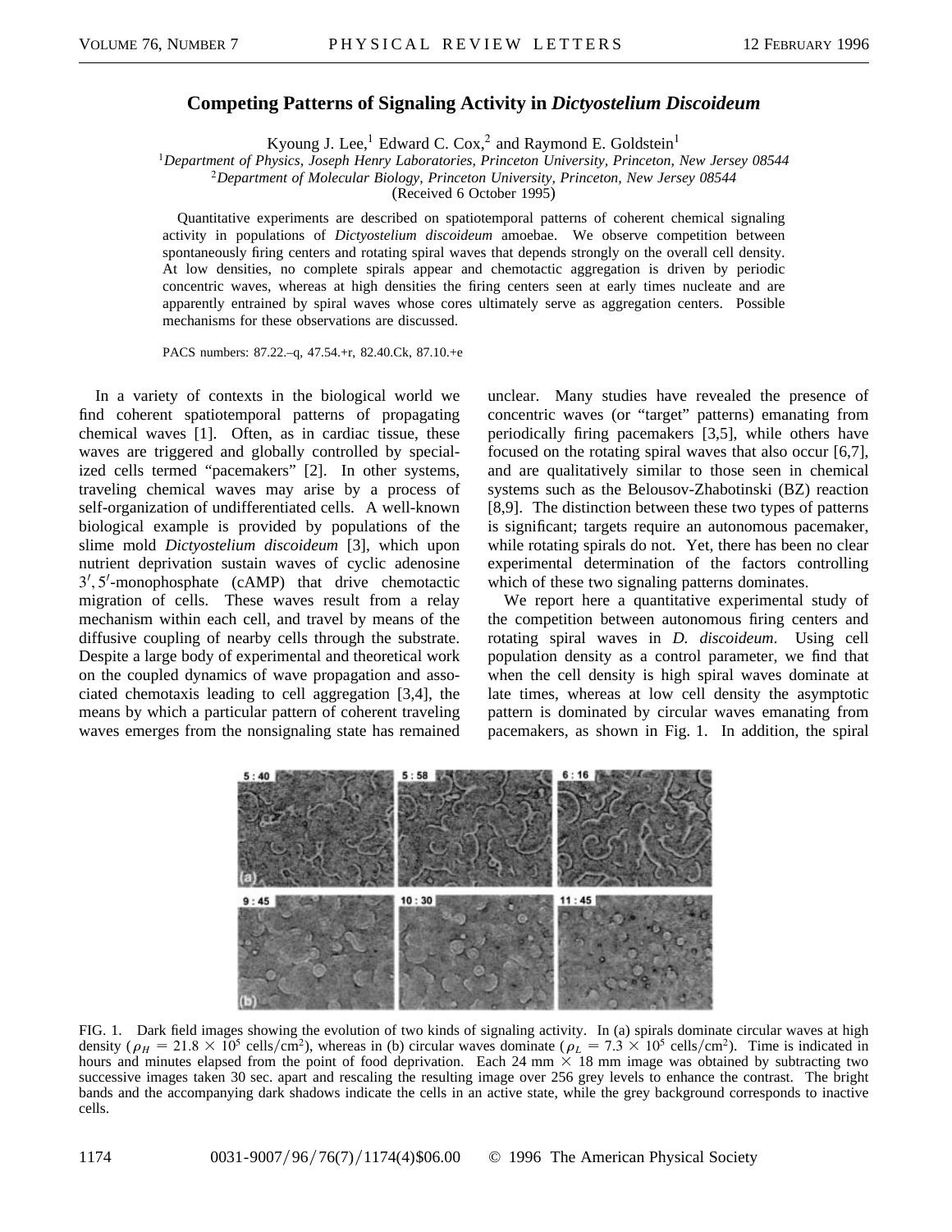# Competing Patterns of Signaling Activity in *Dictyostelium Discoideum*

Kyoung J. Lee,[1] Edward C. Cox,[2] and Raymond E. Goldstein[1]

[1]*Department of Physics, Joseph Henry Laboratories, Princeton University, Princeton, New Jersey 08544*
[2]*Department of Molecular Biology, Princeton University, Princeton, New Jersey 08544*
(Received 6 October 1995)

Quantitative experiments are described on spatiotemporal patterns of coherent chemical signaling activity in populations of *Dictyostelium discoideum* amoebae. We observe competition between spontaneously firing centers and rotating spiral waves that depends strongly on the overall cell density. At low densities, no complete spirals appear and chemotactic aggregation is driven by periodic concentric waves, whereas at high densities the firing centers seen at early times nucleate and are apparently entrained by spiral waves whose cores ultimately serve as aggregation centers. Possible mechanisms for these observations are discussed.

PACS numbers: 87.22.–q, 47.54.+r, 82.40.Ck, 87.10.+e

In a variety of contexts in the biological world we find coherent spatiotemporal patterns of propagating chemical waves [1]. Often, as in cardiac tissue, these waves are triggered and globally controlled by specialized cells termed "pacemakers" [2]. In other systems, traveling chemical waves may arise by a process of self-organization of undifferentiated cells. A well-known biological example is provided by populations of the slime mold *Dictyostelium discoideum* [3], which upon nutrient deprivation sustain waves of cyclic adenosine $3',5'$-monophosphate (cAMP) that drive chemotactic migration of cells. These waves result from a relay mechanism within each cell, and travel by means of the diffusive coupling of nearby cells through the substrate. Despite a large body of experimental and theoretical work on the coupled dynamics of wave propagation and associated chemotaxis leading to cell aggregation [3,4], the means by which a particular pattern of coherent traveling waves emerges from the nonsignaling state has remained unclear. Many studies have revealed the presence of concentric waves (or "target" patterns) emanating from periodically firing pacemakers [3,5], while others have focused on the rotating spiral waves that also occur [6,7], and are qualitatively similar to those seen in chemical systems such as the Belousov-Zhabotinski (BZ) reaction [8,9]. The distinction between these two types of patterns is significant; targets require an autonomous pacemaker, while rotating spirals do not. Yet, there has been no clear experimental determination of the factors controlling which of these two signaling patterns dominates.

We report here a quantitative experimental study of the competition between autonomous firing centers and rotating spiral waves in *D. discoideum*. Using cell population density as a control parameter, we find that when the cell density is high spiral waves dominate at late times, whereas at low cell density the asymptotic pattern is dominated by circular waves emanating from pacemakers, as shown in Fig. 1. In addition, the spiral

FIG. 1. Dark field images showing the evolution of two kinds of signaling activity. In (a) spirals dominate circular waves at high density ($\rho_H = 21.8 \times 10^5$ cells/cm$^2$), whereas in (b) circular waves dominate ($\rho_L = 7.3 \times 10^5$ cells/cm$^2$). Time is indicated in hours and minutes elapsed from the point of food deprivation. Each 24 mm × 18 mm image was obtained by subtracting two successive images taken 30 sec. apart and rescaling the resulting image over 256 grey levels to enhance the contrast. The bright bands and the accompanying dark shadows indicate the cells in an active state, while the grey background corresponds to inactive cells.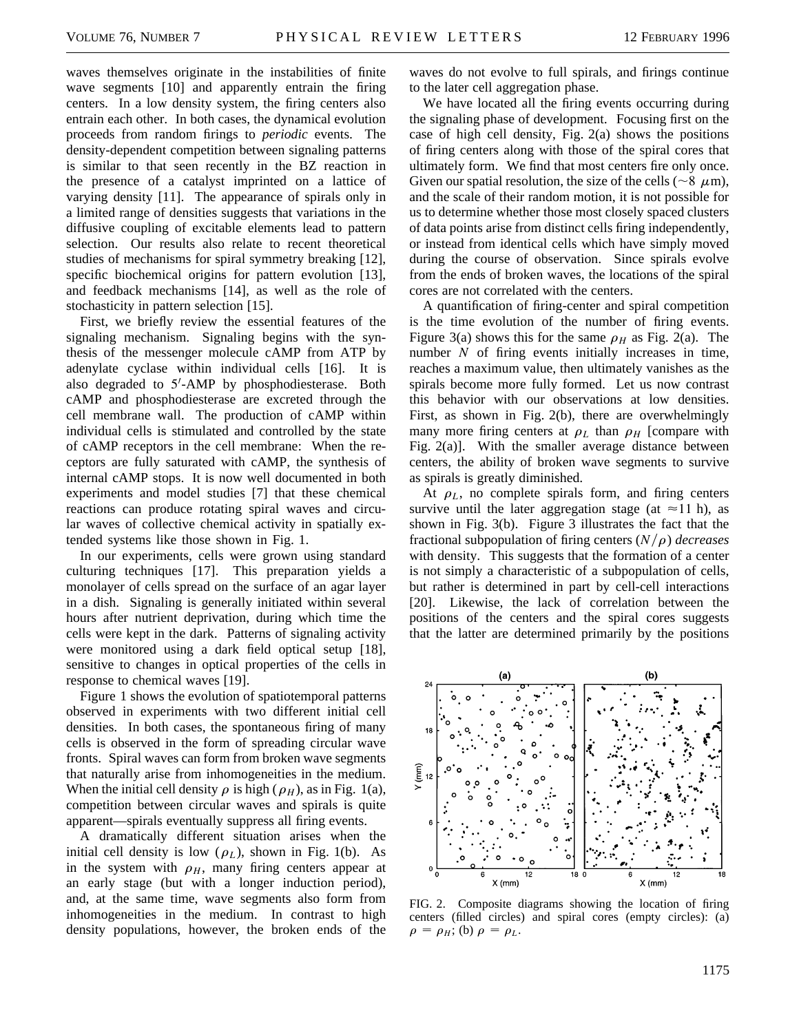waves themselves originate in the instabilities of finite wave segments [10] and apparently entrain the firing centers. In a low density system, the firing centers also entrain each other. In both cases, the dynamical evolution proceeds from random firings to *periodic* events. The density-dependent competition between signaling patterns is similar to that seen recently in the BZ reaction in the presence of a catalyst imprinted on a lattice of varying density [11]. The appearance of spirals only in a limited range of densities suggests that variations in the diffusive coupling of excitable elements lead to pattern selection. Our results also relate to recent theoretical studies of mechanisms for spiral symmetry breaking [12], specific biochemical origins for pattern evolution [13], and feedback mechanisms [14], as well as the role of stochasticity in pattern selection [15].

First, we briefly review the essential features of the signaling mechanism. Signaling begins with the synthesis of the messenger molecule cAMP from ATP by adenylate cyclase within individual cells [16]. It is also degraded to 5′-AMP by phosphodiesterase. Both cAMP and phosphodiesterase are excreted through the cell membrane wall. The production of cAMP within individual cells is stimulated and controlled by the state of cAMP receptors in the cell membrane: When the receptors are fully saturated with cAMP, the synthesis of internal cAMP stops. It is now well documented in both experiments and model studies [7] that these chemical reactions can produce rotating spiral waves and circular waves of collective chemical activity in spatially extended systems like those shown in Fig. 1.

In our experiments, cells were grown using standard culturing techniques [17]. This preparation yields a monolayer of cells spread on the surface of an agar layer in a dish. Signaling is generally initiated within several hours after nutrient deprivation, during which time the cells were kept in the dark. Patterns of signaling activity were monitored using a dark field optical setup [18], sensitive to changes in optical properties of the cells in response to chemical waves [19].

Figure 1 shows the evolution of spatiotemporal patterns observed in experiments with two different initial cell densities. In both cases, the spontaneous firing of many cells is observed in the form of spreading circular wave fronts. Spiral waves can form from broken wave segments that naturally arise from inhomogeneities in the medium. When the initial cell density $\rho$ is high ($\rho_H$), as in Fig. 1(a), competition between circular waves and spirals is quite apparent—spirals eventually suppress all firing events.

A dramatically different situation arises when the initial cell density is low ($\rho_L$), shown in Fig. 1(b). As in the system with $\rho_H$, many firing centers appear at an early stage (but with a longer induction period), and, at the same time, wave segments also form from inhomogeneities in the medium. In contrast to high density populations, however, the broken ends of the waves do not evolve to full spirals, and firings continue to the later cell aggregation phase.

We have located all the firing events occurring during the signaling phase of development. Focusing first on the case of high cell density, Fig. 2(a) shows the positions of firing centers along with those of the spiral cores that ultimately form. We find that most centers fire only once. Given our spatial resolution, the size of the cells (~8 $\mu$m), and the scale of their random motion, it is not possible for us to determine whether those most closely spaced clusters of data points arise from distinct cells firing independently, or instead from identical cells which have simply moved during the course of observation. Since spirals evolve from the ends of broken waves, the locations of the spiral cores are not correlated with the centers.

A quantification of firing-center and spiral competition is the time evolution of the number of firing events. Figure 3(a) shows this for the same $\rho_H$ as Fig. 2(a). The number $N$ of firing events initially increases in time, reaches a maximum value, then ultimately vanishes as the spirals become more fully formed. Let us now contrast this behavior with our observations at low densities. First, as shown in Fig. 2(b), there are overwhelmingly many more firing centers at $\rho_L$ than $\rho_H$ [compare with Fig. 2(a)]. With the smaller average distance between centers, the ability of broken wave segments to survive as spirals is greatly diminished.

At $\rho_L$, no complete spirals form, and firing centers survive until the later aggregation stage (at ≈11 h), as shown in Fig. 3(b). Figure 3 illustrates the fact that the fractional subpopulation of firing centers ($N/\rho$) *decreases* with density. This suggests that the formation of a center is not simply a characteristic of a subpopulation of cells, but rather is determined in part by cell-cell interactions [20]. Likewise, the lack of correlation between the positions of the centers and the spiral cores suggests that the latter are determined primarily by the positions

FIG. 2. Composite diagrams showing the location of firing centers (filled circles) and spiral cores (empty circles): (a) $\rho = \rho_H$; (b) $\rho = \rho_L$.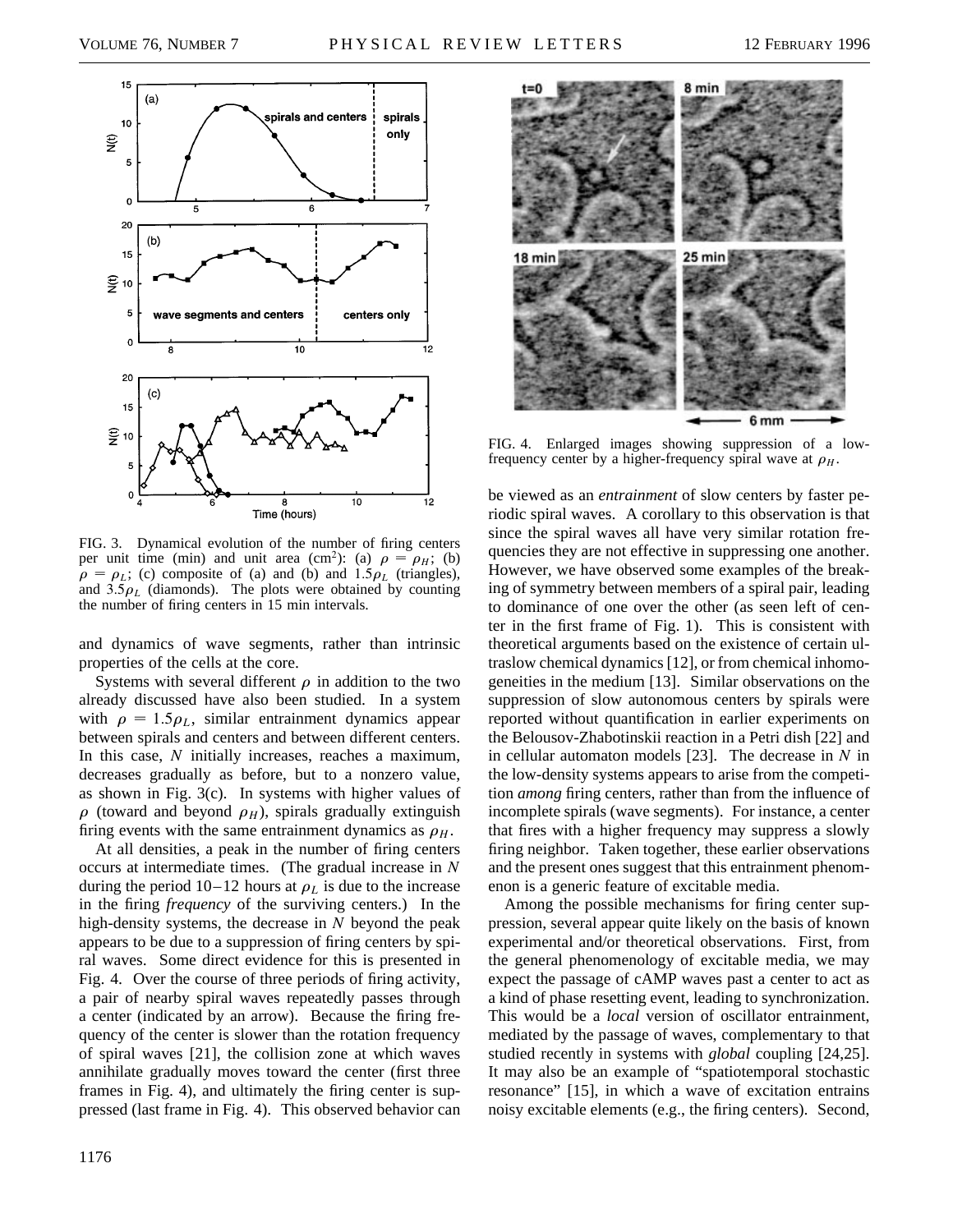FIG. 3. Dynamical evolution of the number of firing centers per unit time (min) and unit area ($\mathrm{cm}^2$): (a) $\rho = \rho_H$; (b) $\rho = \rho_L$; (c) composite of (a) and (b) and $1.5\rho_L$ (triangles), and $3.5\rho_L$ (diamonds). The plots were obtained by counting the number of firing centers in 15 min intervals.

and dynamics of wave segments, rather than intrinsic properties of the cells at the core.

Systems with several different $\rho$ in addition to the two already discussed have also been studied. In a system with $\rho = 1.5\rho_L$, similar entrainment dynamics appear between spirals and centers and between different centers. In this case, $N$ initially increases, reaches a maximum, decreases gradually as before, but to a nonzero value, as shown in Fig. 3(c). In systems with higher values of $\rho$ (toward and beyond $\rho_H$), spirals gradually extinguish firing events with the same entrainment dynamics as $\rho_H$.

At all densities, a peak in the number of firing centers occurs at intermediate times. (The gradual increase in $N$ during the period 10–12 hours at $\rho_L$ is due to the increase in the firing *frequency* of the surviving centers.) In the high-density systems, the decrease in $N$ beyond the peak appears to be due to a suppression of firing centers by spiral waves. Some direct evidence for this is presented in Fig. 4. Over the course of three periods of firing activity, a pair of nearby spiral waves repeatedly passes through a center (indicated by an arrow). Because the firing frequency of the center is slower than the rotation frequency of spiral waves [21], the collision zone at which waves annihilate gradually moves toward the center (first three frames in Fig. 4), and ultimately the firing center is suppressed (last frame in Fig. 4). This observed behavior can be viewed as an *entrainment* of slow centers by faster periodic spiral waves. A corollary to this observation is that since the spiral waves all have very similar rotation frequencies they are not effective in suppressing one another. However, we have observed some examples of the breaking of symmetry between members of a spiral pair, leading to dominance of one over the other (as seen left of center in the first frame of Fig. 1). This is consistent with theoretical arguments based on the existence of certain ultraslow chemical dynamics [12], or from chemical inhomogeneities in the medium [13]. Similar observations on the suppression of slow autonomous centers by spirals were reported without quantification in earlier experiments on the Belousov-Zhabotinskii reaction in a Petri dish [22] and in cellular automaton models [23]. The decrease in $N$ in the low-density systems appears to arise from the competition *among* firing centers, rather than from the influence of incomplete spirals (wave segments). For instance, a center that fires with a higher frequency may suppress a slowly firing neighbor. Taken together, these earlier observations and the present ones suggest that this entrainment phenomenon is a generic feature of excitable media.

FIG. 4. Enlarged images showing suppression of a low-frequency center by a higher-frequency spiral wave at $\rho_H$.

Among the possible mechanisms for firing center suppression, several appear quite likely on the basis of known experimental and/or theoretical observations. First, from the general phenomenology of excitable media, we may expect the passage of cAMP waves past a center to act as a kind of phase resetting event, leading to synchronization. This would be a *local* version of oscillator entrainment, mediated by the passage of waves, complementary to that studied recently in systems with *global* coupling [24,25]. It may also be an example of "spatiotemporal stochastic resonance" [15], in which a wave of excitation entrains noisy excitable elements (e.g., the firing centers). Second,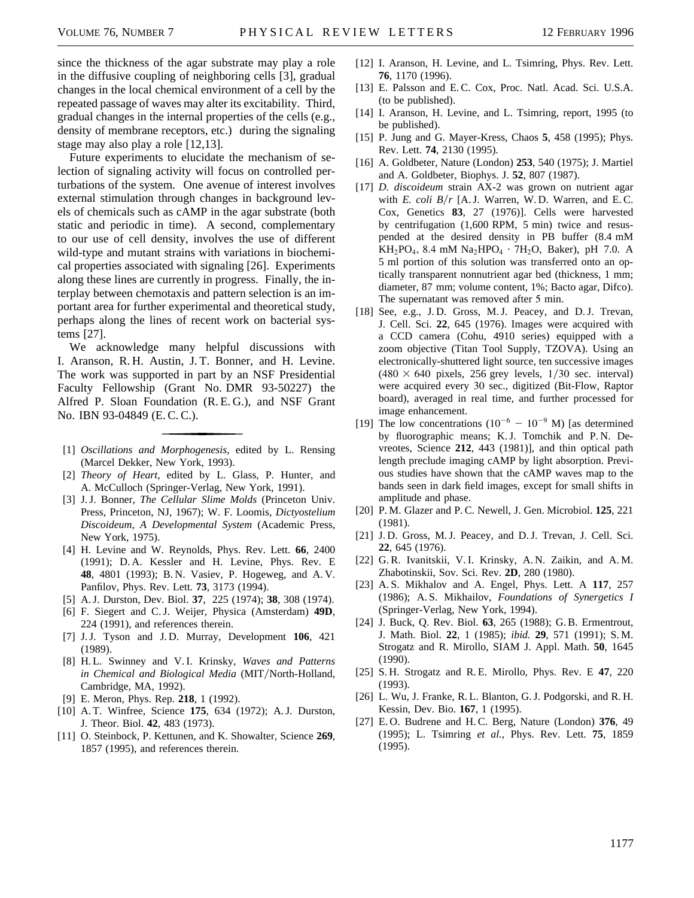since the thickness of the agar substrate may play a role in the diffusive coupling of neighboring cells [3], gradual changes in the local chemical environment of a cell by the repeated passage of waves may alter its excitability. Third, gradual changes in the internal properties of the cells (e.g., density of membrane receptors, etc.) during the signaling stage may also play a role [12,13].

Future experiments to elucidate the mechanism of selection of signaling activity will focus on controlled perturbations of the system. One avenue of interest involves external stimulation through changes in background levels of chemicals such as cAMP in the agar substrate (both static and periodic in time). A second, complementary to our use of cell density, involves the use of different wild-type and mutant strains with variations in biochemical properties associated with signaling [26]. Experiments along these lines are currently in progress. Finally, the interplay between chemotaxis and pattern selection is an important area for further experimental and theoretical study, perhaps along the lines of recent work on bacterial systems [27].

We acknowledge many helpful discussions with I. Aranson, R. H. Austin, J. T. Bonner, and H. Levine. The work was supported in part by an NSF Presidential Faculty Fellowship (Grant No. DMR 93-50227) the Alfred P. Sloan Foundation (R. E. G.), and NSF Grant No. IBN 93-04849 (E. C. C.).

---

[1] *Oscillations and Morphogenesis*, edited by L. Rensing (Marcel Dekker, New York, 1993).

[2] *Theory of Heart*, edited by L. Glass, P. Hunter, and A. McCulloch (Springer-Verlag, New York, 1991).

[3] J. J. Bonner, *The Cellular Slime Molds* (Princeton Univ. Press, Princeton, NJ, 1967); W. F. Loomis, *Dictyostelium Discoideum, A Developmental System* (Academic Press, New York, 1975).

[4] H. Levine and W. Reynolds, Phys. Rev. Lett. **66**, 2400 (1991); D. A. Kessler and H. Levine, Phys. Rev. E **48**, 4801 (1993); B. N. Vasiev, P. Hogeweg, and A. V. Panfilov, Phys. Rev. Lett. **73**, 3173 (1994).

[5] A. J. Durston, Dev. Biol. **37**, 225 (1974); **38**, 308 (1974).

[6] F. Siegert and C. J. Weijer, Physica (Amsterdam) **49D**, 224 (1991), and references therein.

[7] J. J. Tyson and J. D. Murray, Development **106**, 421 (1989).

[8] H. L. Swinney and V. I. Krinsky, *Waves and Patterns in Chemical and Biological Media* (MIT/North-Holland, Cambridge, MA, 1992).

[9] E. Meron, Phys. Rep. **218**, 1 (1992).

[10] A. T. Winfree, Science **175**, 634 (1972); A. J. Durston, J. Theor. Biol. **42**, 483 (1973).

[11] O. Steinbock, P. Kettunen, and K. Showalter, Science **269**, 1857 (1995), and references therein.

[12] I. Aranson, H. Levine, and L. Tsimring, Phys. Rev. Lett. **76**, 1170 (1996).

[13] E. Palsson and E. C. Cox, Proc. Natl. Acad. Sci. U.S.A. (to be published).

[14] I. Aranson, H. Levine, and L. Tsimring, report, 1995 (to be published).

[15] P. Jung and G. Mayer-Kress, Chaos **5**, 458 (1995); Phys. Rev. Lett. **74**, 2130 (1995).

[16] A. Goldbeter, Nature (London) **253**, 540 (1975); J. Martiel and A. Goldbeter, Biophys. J. **52**, 807 (1987).

[17] *D. discoideum* strain AX-2 was grown on nutrient agar with *E. coli B/r* [A. J. Warren, W. D. Warren, and E. C. Cox, Genetics **83**, 27 (1976)]. Cells were harvested by centrifugation (1,600 RPM, 5 min) twice and resuspended at the desired density in PB buffer (8.4 mM $KH_2PO_4$, 8.4 mM $Na_2HPO_4 \cdot 7H_2O$, Baker), pH 7.0. A 5 ml portion of this solution was transferred onto an optically transparent nonnutrient agar bed (thickness, 1 mm; diameter, 87 mm; volume content, 1%; Bacto agar, Difco). The supernatant was removed after 5 min.

[18] See, e.g., J. D. Gross, M. J. Peacey, and D. J. Trevan, J. Cell. Sci. **22**, 645 (1976). Images were acquired with a CCD camera (Cohu, 4910 series) equipped with a zoom objective (Titan Tool Supply, TZOVA). Using an electronically-shuttered light source, ten successive images ($480 \times 640$ pixels, 256 grey levels, $1/30$ sec. interval) were acquired every 30 sec., digitized (Bit-Flow, Raptor board), averaged in real time, and further processed for image enhancement.

[19] The low concentrations ($10^{-6} - 10^{-9}$ M) [as determined by fluorographic means; K. J. Tomchik and P. N. Devreotes, Science **212**, 443 (1981)], and thin optical path length preclude imaging cAMP by light absorption. Previous studies have shown that the cAMP waves map to the bands seen in dark field images, except for small shifts in amplitude and phase.

[20] P. M. Glazer and P. C. Newell, J. Gen. Microbiol. **125**, 221 (1981).

[21] J. D. Gross, M. J. Peacey, and D. J. Trevan, J. Cell. Sci. **22**, 645 (1976).

[22] G. R. Ivanitskii, V. I. Krinsky, A. N. Zaikin, and A. M. Zhabotinskii, Sov. Sci. Rev. **2D**, 280 (1980).

[23] A. S. Mikhalov and A. Engel, Phys. Lett. A **117**, 257 (1986); A. S. Mikhailov, *Foundations of Synergetics I* (Springer-Verlag, New York, 1994).

[24] J. Buck, Q. Rev. Biol. **63**, 265 (1988); G. B. Ermentrout, J. Math. Biol. **22**, 1 (1985); *ibid.* **29**, 571 (1991); S. M. Strogatz and R. Mirollo, SIAM J. Appl. Math. **50**, 1645 (1990).

[25] S. H. Strogatz and R. E. Mirollo, Phys. Rev. E **47**, 220 (1993).

[26] L. Wu, J. Franke, R. L. Blanton, G. J. Podgorski, and R. H. Kessin, Dev. Bio. **167**, 1 (1995).

[27] E. O. Budrene and H. C. Berg, Nature (London) **376**, 49 (1995); L. Tsimring *et al.*, Phys. Rev. Lett. **75**, 1859 (1995).